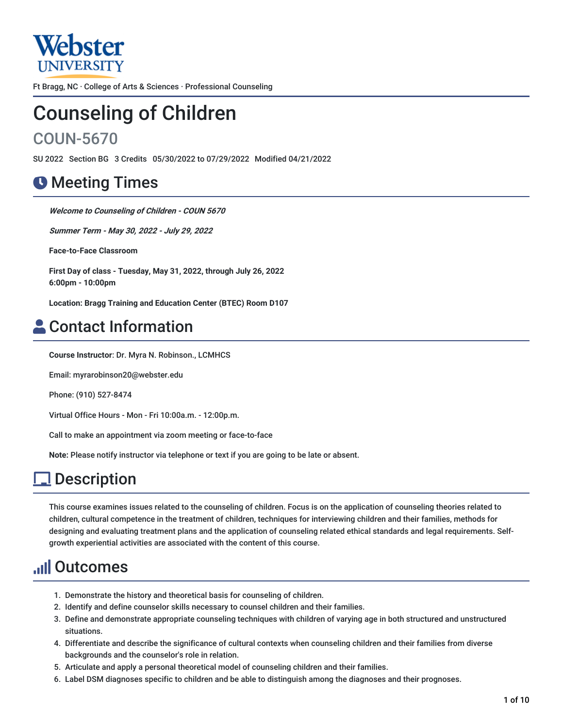Webster UNIVERSITY

Ft Bragg, NC · College of Arts & Sciences · Professional Counseling

# Counseling of Children

## COUN-5670

SU 2022 Section BG 3 Credits 05/30/2022 to 07/29/2022 Modified 04/21/2022

## Meeting Times

***Welcome to Counseling of Children - COUN 5670***

***Summer Term - May 30, 2022 - July 29, 2022***

**Face-to-Face Classroom**

**First Day of class - Tuesday, May 31, 2022, through July 26, 2022**
**6:00pm - 10:00pm**

**Location: Bragg Training and Education Center (BTEC) Room D107**

## Contact Information

**Course Instructor**: Dr. Myra N. Robinson., LCMHCS

Email: myrarobinson20@webster.edu

Phone: (910) 527-8474

Virtual Office Hours - Mon - Fri 10:00a.m. - 12:00p.m.

Call to make an appointment via zoom meeting or face-to-face

**Note:** Please notify instructor via telephone or text if you are going to be late or absent.

## Description

This course examines issues related to the counseling of children. Focus is on the application of counseling theories related to children, cultural competence in the treatment of children, techniques for interviewing children and their families, methods for designing and evaluating treatment plans and the application of counseling related ethical standards and legal requirements. Self-growth experiential activities are associated with the content of this course.

## Outcomes

1. Demonstrate the history and theoretical basis for counseling of children.
2. Identify and define counselor skills necessary to counsel children and their families.
3. Define and demonstrate appropriate counseling techniques with children of varying age in both structured and unstructured situations.
4. Differentiate and describe the significance of cultural contexts when counseling children and their families from diverse backgrounds and the counselor's role in relation.
5. Articulate and apply a personal theoretical model of counseling children and their families.
6. Label DSM diagnoses specific to children and be able to distinguish among the diagnoses and their prognoses.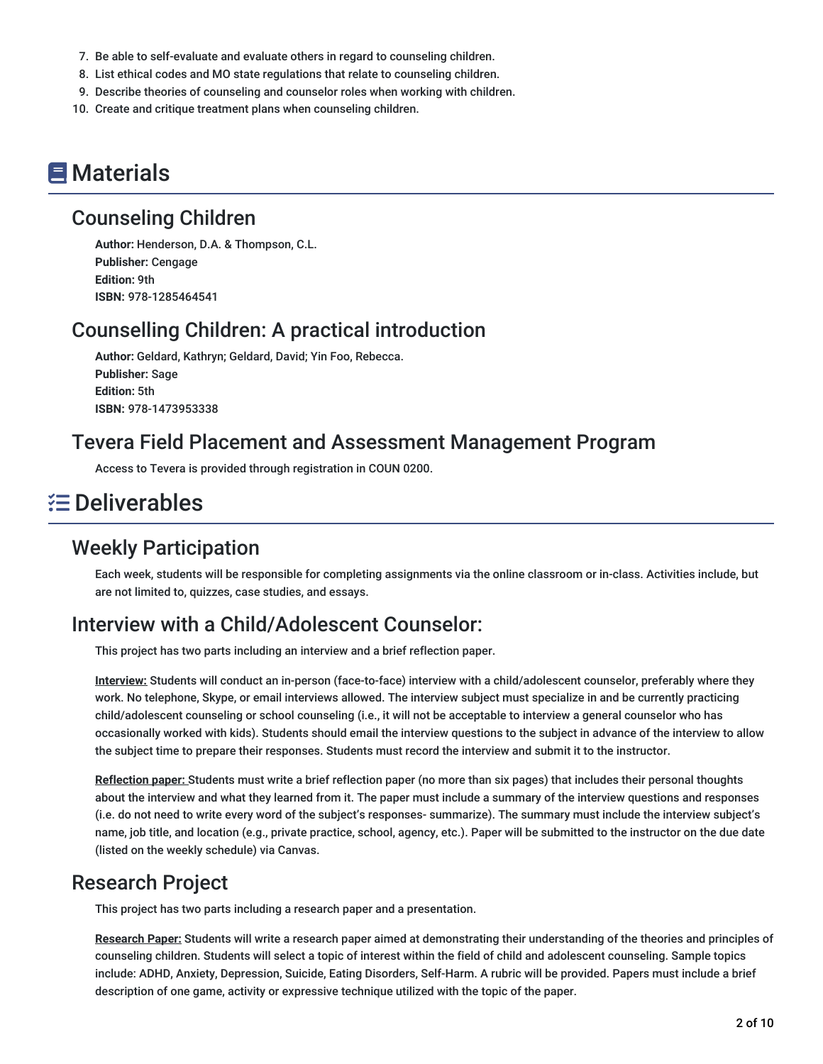7. Be able to self-evaluate and evaluate others in regard to counseling children.
8. List ethical codes and MO state regulations that relate to counseling children.
9. Describe theories of counseling and counselor roles when working with children.
10. Create and critique treatment plans when counseling children.

# Materials

## Counseling Children

**Author:** Henderson, D.A. & Thompson, C.L.
**Publisher:** Cengage
**Edition:** 9th
**ISBN:** 978-1285464541

## Counselling Children: A practical introduction

**Author:** Geldard, Kathryn; Geldard, David; Yin Foo, Rebecca.
**Publisher:** Sage
**Edition:** 5th
**ISBN:** 978-1473953338

## Tevera Field Placement and Assessment Management Program

Access to Tevera is provided through registration in COUN 0200.

# Deliverables

## Weekly Participation

Each week, students will be responsible for completing assignments via the online classroom or in-class. Activities include, but are not limited to, quizzes, case studies, and essays.

## Interview with a Child/Adolescent Counselor:

This project has two parts including an interview and a brief reflection paper.

**Interview:** Students will conduct an in-person (face-to-face) interview with a child/adolescent counselor, preferably where they work. No telephone, Skype, or email interviews allowed. The interview subject must specialize in and be currently practicing child/adolescent counseling or school counseling (i.e., it will not be acceptable to interview a general counselor who has occasionally worked with kids). Students should email the interview questions to the subject in advance of the interview to allow the subject time to prepare their responses. Students must record the interview and submit it to the instructor.

**Reflection paper:** Students must write a brief reflection paper (no more than six pages) that includes their personal thoughts about the interview and what they learned from it. The paper must include a summary of the interview questions and responses (i.e. do not need to write every word of the subject's responses- summarize). The summary must include the interview subject's name, job title, and location (e.g., private practice, school, agency, etc.). Paper will be submitted to the instructor on the due date (listed on the weekly schedule) via Canvas.

## Research Project

This project has two parts including a research paper and a presentation.

**Research Paper:** Students will write a research paper aimed at demonstrating their understanding of the theories and principles of counseling children. Students will select a topic of interest within the field of child and adolescent counseling. Sample topics include: ADHD, Anxiety, Depression, Suicide, Eating Disorders, Self-Harm. A rubric will be provided. Papers must include a brief description of one game, activity or expressive technique utilized with the topic of the paper.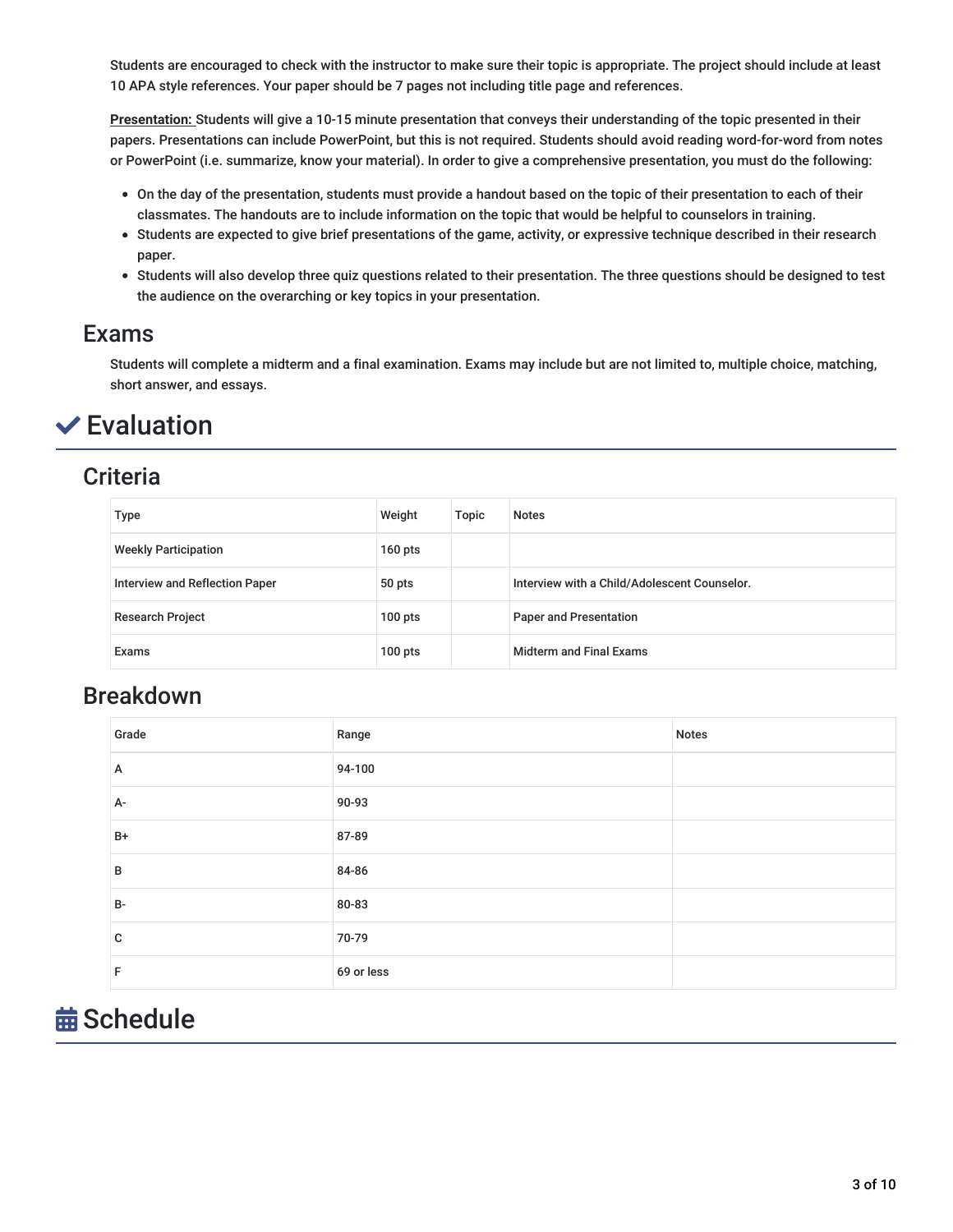Students are encouraged to check with the instructor to make sure their topic is appropriate. The project should include at least 10 APA style references. Your paper should be 7 pages not including title page and references.

**Presentation:** Students will give a 10-15 minute presentation that conveys their understanding of the topic presented in their papers. Presentations can include PowerPoint, but this is not required. Students should avoid reading word-for-word from notes or PowerPoint (i.e. summarize, know your material). In order to give a comprehensive presentation, you must do the following:

- On the day of the presentation, students must provide a handout based on the topic of their presentation to each of their classmates. The handouts are to include information on the topic that would be helpful to counselors in training.
- Students are expected to give brief presentations of the game, activity, or expressive technique described in their research paper.
- Students will also develop three quiz questions related to their presentation. The three questions should be designed to test the audience on the overarching or key topics in your presentation.

## Exams

Students will complete a midterm and a final examination. Exams may include but are not limited to, multiple choice, matching, short answer, and essays.

# Evaluation

## Criteria

| Type | Weight | Topic | Notes |
|---|---|---|---|
| Weekly Participation | 160 pts | | |
| Interview and Reflection Paper | 50 pts | | Interview with a Child/Adolescent Counselor. |
| Research Project | 100 pts | | Paper and Presentation |
| Exams | 100 pts | | Midterm and Final Exams |

## Breakdown

| Grade | Range | Notes |
|---|---|---|
| A | 94-100 | |
| A- | 90-93 | |
| B+ | 87-89 | |
| B | 84-86 | |
| B- | 80-83 | |
| C | 70-79 | |
| F | 69 or less | |

# Schedule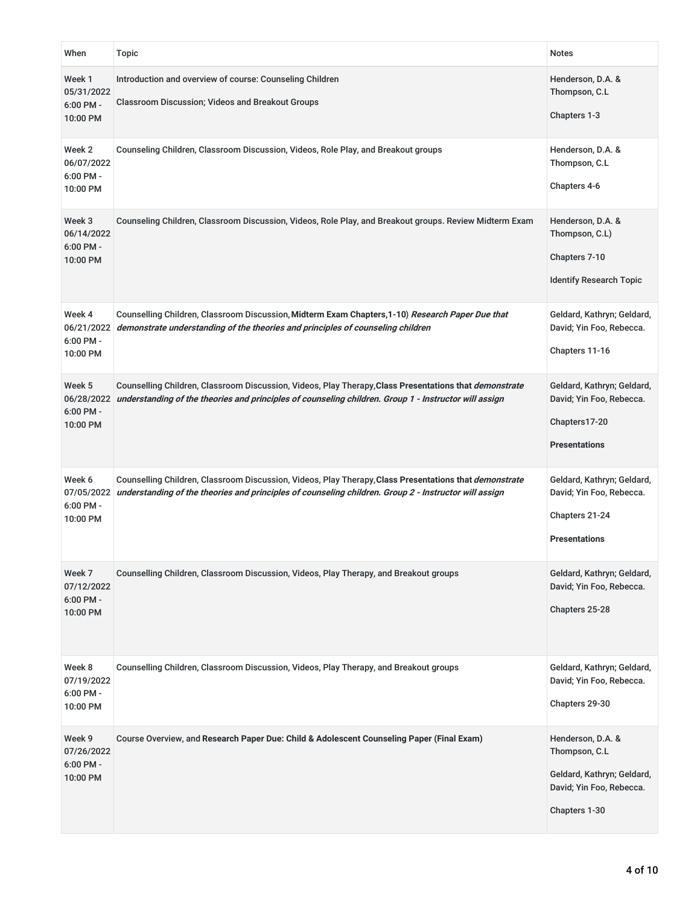| When | Topic | Notes |
|---|---|---|
| Week 1 05/31/2022 6:00 PM - 10:00 PM | Introduction and overview of course: Counseling Children<br><br>Classroom Discussion; Videos and Breakout Groups | Henderson, D.A. & Thompson, C.L<br><br>Chapters 1-3 |
| Week 2 06/07/2022 6:00 PM - 10:00 PM | Counseling Children, Classroom Discussion, Videos, Role Play, and Breakout groups | Henderson, D.A. & Thompson, C.L<br><br>Chapters 4-6 |
| Week 3 06/14/2022 6:00 PM - 10:00 PM | Counseling Children, Classroom Discussion, Videos, Role Play, and Breakout groups. Review Midterm Exam | Henderson, D.A. & Thompson, C.L)<br><br>Chapters 7-10<br><br>Identify Research Topic |
| Week 4 06/21/2022 6:00 PM - 10:00 PM | Counselling Children, Classroom Discussion, **Midterm Exam Chapters,1-10**) ***Research Paper Due that demonstrate understanding of the theories and principles of counseling children*** | Geldard, Kathryn; Geldard, David; Yin Foo, Rebecca.<br><br>Chapters 11-16 |
| Week 5 06/28/2022 6:00 PM - 10:00 PM | Counselling Children, Classroom Discussion, Videos, Play Therapy, **Class Presentations that *demonstrate understanding of the theories and principles of counseling children. Group 1 - Instructor will assign*** | Geldard, Kathryn; Geldard, David; Yin Foo, Rebecca.<br><br>Chapters17-20<br><br>**Presentations** |
| Week 6 07/05/2022 6:00 PM - 10:00 PM | Counselling Children, Classroom Discussion, Videos, Play Therapy, **Class Presentations that *demonstrate understanding of the theories and principles of counseling children. Group 2 - Instructor will assign*** | Geldard, Kathryn; Geldard, David; Yin Foo, Rebecca.<br><br>Chapters 21-24<br><br>**Presentations** |
| Week 7 07/12/2022 6:00 PM - 10:00 PM | Counselling Children, Classroom Discussion, Videos, Play Therapy, and Breakout groups | Geldard, Kathryn; Geldard, David; Yin Foo, Rebecca.<br><br>Chapters 25-28 |
| Week 8 07/19/2022 6:00 PM - 10:00 PM | Counselling Children, Classroom Discussion, Videos, Play Therapy, and Breakout groups | Geldard, Kathryn; Geldard, David; Yin Foo, Rebecca.<br><br>Chapters 29-30 |
| Week 9 07/26/2022 6:00 PM - 10:00 PM | Course Overview, and **Research Paper Due: Child & Adolescent Counseling Paper (Final Exam)** | Henderson, D.A. & Thompson, C.L<br><br>Geldard, Kathryn; Geldard, David; Yin Foo, Rebecca.<br><br>Chapters 1-30 |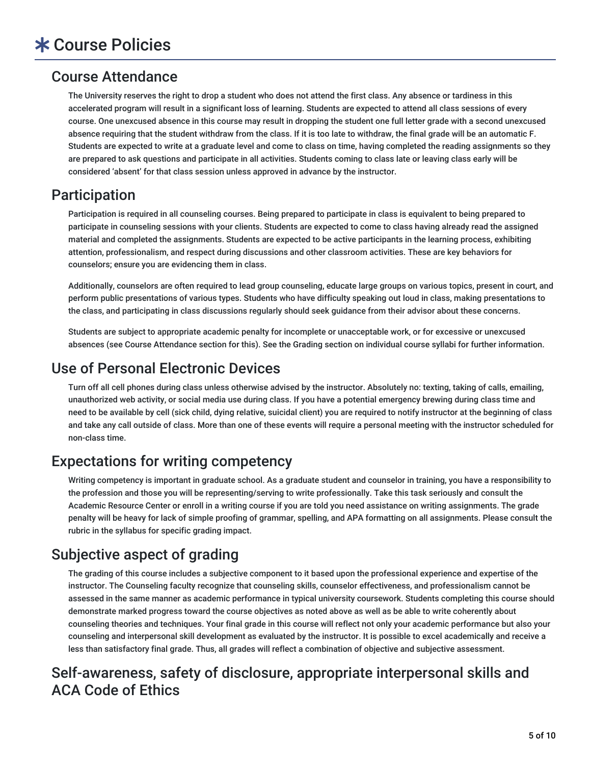# ✱ Course Policies

## Course Attendance

The University reserves the right to drop a student who does not attend the first class. Any absence or tardiness in this accelerated program will result in a significant loss of learning. Students are expected to attend all class sessions of every course. One unexcused absence in this course may result in dropping the student one full letter grade with a second unexcused absence requiring that the student withdraw from the class. If it is too late to withdraw, the final grade will be an automatic F. Students are expected to write at a graduate level and come to class on time, having completed the reading assignments so they are prepared to ask questions and participate in all activities. Students coming to class late or leaving class early will be considered 'absent' for that class session unless approved in advance by the instructor.

## Participation

Participation is required in all counseling courses. Being prepared to participate in class is equivalent to being prepared to participate in counseling sessions with your clients. Students are expected to come to class having already read the assigned material and completed the assignments. Students are expected to be active participants in the learning process, exhibiting attention, professionalism, and respect during discussions and other classroom activities. These are key behaviors for counselors; ensure you are evidencing them in class.

Additionally, counselors are often required to lead group counseling, educate large groups on various topics, present in court, and perform public presentations of various types. Students who have difficulty speaking out loud in class, making presentations to the class, and participating in class discussions regularly should seek guidance from their advisor about these concerns.

Students are subject to appropriate academic penalty for incomplete or unacceptable work, or for excessive or unexcused absences (see Course Attendance section for this). See the Grading section on individual course syllabi for further information.

## Use of Personal Electronic Devices

Turn off all cell phones during class unless otherwise advised by the instructor. Absolutely no: texting, taking of calls, emailing, unauthorized web activity, or social media use during class. If you have a potential emergency brewing during class time and need to be available by cell (sick child, dying relative, suicidal client) you are required to notify instructor at the beginning of class and take any call outside of class. More than one of these events will require a personal meeting with the instructor scheduled for non-class time.

## Expectations for writing competency

Writing competency is important in graduate school. As a graduate student and counselor in training, you have a responsibility to the profession and those you will be representing/serving to write professionally. Take this task seriously and consult the Academic Resource Center or enroll in a writing course if you are told you need assistance on writing assignments. The grade penalty will be heavy for lack of simple proofing of grammar, spelling, and APA formatting on all assignments. Please consult the rubric in the syllabus for specific grading impact.

## Subjective aspect of grading

The grading of this course includes a subjective component to it based upon the professional experience and expertise of the instructor. The Counseling faculty recognize that counseling skills, counselor effectiveness, and professionalism cannot be assessed in the same manner as academic performance in typical university coursework. Students completing this course should demonstrate marked progress toward the course objectives as noted above as well as be able to write coherently about counseling theories and techniques. Your final grade in this course will reflect not only your academic performance but also your counseling and interpersonal skill development as evaluated by the instructor. It is possible to excel academically and receive a less than satisfactory final grade. Thus, all grades will reflect a combination of objective and subjective assessment.

## Self-awareness, safety of disclosure, appropriate interpersonal skills and ACA Code of Ethics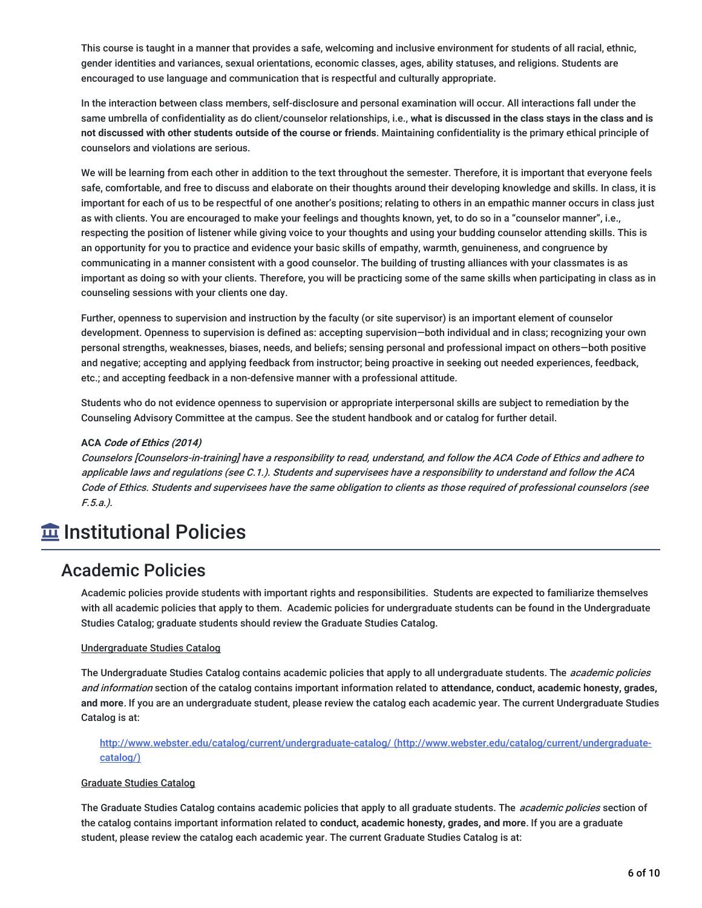This course is taught in a manner that provides a safe, welcoming and inclusive environment for students of all racial, ethnic, gender identities and variances, sexual orientations, economic classes, ages, ability statuses, and religions. Students are encouraged to use language and communication that is respectful and culturally appropriate.

In the interaction between class members, self-disclosure and personal examination will occur. All interactions fall under the same umbrella of confidentiality as do client/counselor relationships, i.e., **what is discussed in the class stays in the class and is not discussed with other students outside of the course or friends**. Maintaining confidentiality is the primary ethical principle of counselors and violations are serious.

We will be learning from each other in addition to the text throughout the semester. Therefore, it is important that everyone feels safe, comfortable, and free to discuss and elaborate on their thoughts around their developing knowledge and skills. In class, it is important for each of us to be respectful of one another's positions; relating to others in an empathic manner occurs in class just as with clients. You are encouraged to make your feelings and thoughts known, yet, to do so in a "counselor manner", i.e., respecting the position of listener while giving voice to your thoughts and using your budding counselor attending skills. This is an opportunity for you to practice and evidence your basic skills of empathy, warmth, genuineness, and congruence by communicating in a manner consistent with a good counselor. The building of trusting alliances with your classmates is as important as doing so with your clients. Therefore, you will be practicing some of the same skills when participating in class as in counseling sessions with your clients one day.

Further, openness to supervision and instruction by the faculty (or site supervisor) is an important element of counselor development. Openness to supervision is defined as: accepting supervision—both individual and in class; recognizing your own personal strengths, weaknesses, biases, needs, and beliefs; sensing personal and professional impact on others—both positive and negative; accepting and applying feedback from instructor; being proactive in seeking out needed experiences, feedback, etc.; and accepting feedback in a non-defensive manner with a professional attitude.

Students who do not evidence openness to supervision or appropriate interpersonal skills are subject to remediation by the Counseling Advisory Committee at the campus. See the student handbook and or catalog for further detail.

**ACA *Code of Ethics (2014)***
*Counselors [Counselors-in-training] have a responsibility to read, understand, and follow the ACA Code of Ethics and adhere to applicable laws and regulations (see C.1.). Students and supervisees have a responsibility to understand and follow the ACA Code of Ethics. Students and supervisees have the same obligation to clients as those required of professional counselors (see F.5.a.).*

# Institutional Policies

## Academic Policies

Academic policies provide students with important rights and responsibilities. Students are expected to familiarize themselves with all academic policies that apply to them. Academic policies for undergraduate students can be found in the Undergraduate Studies Catalog; graduate students should review the Graduate Studies Catalog.

Undergraduate Studies Catalog

The Undergraduate Studies Catalog contains academic policies that apply to all undergraduate students. The *academic policies and information* section of the catalog contains important information related to **attendance, conduct, academic honesty, grades, and more**. If you are an undergraduate student, please review the catalog each academic year. The current Undergraduate Studies Catalog is at:

> http://www.webster.edu/catalog/current/undergraduate-catalog/ (http://www.webster.edu/catalog/current/undergraduate-catalog/)

Graduate Studies Catalog

The Graduate Studies Catalog contains academic policies that apply to all graduate students. The *academic policies* section of the catalog contains important information related to **conduct, academic honesty, grades, and more**. If you are a graduate student, please review the catalog each academic year. The current Graduate Studies Catalog is at: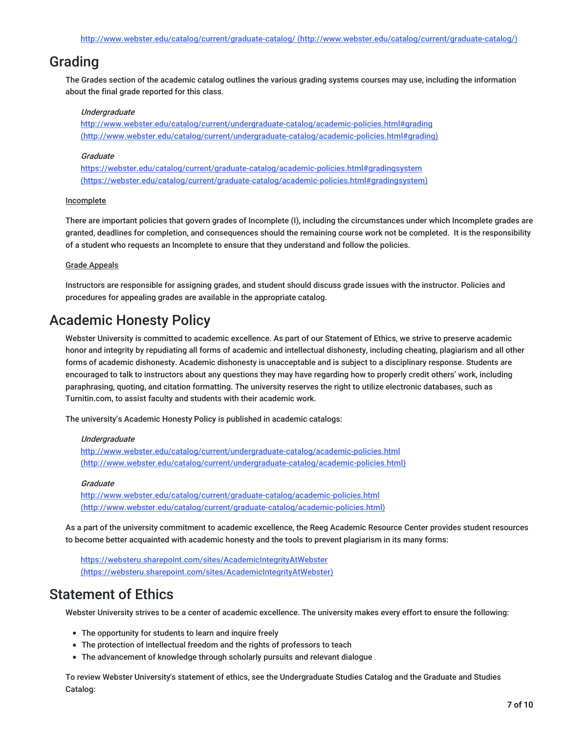http://www.webster.edu/catalog/current/graduate-catalog/ (http://www.webster.edu/catalog/current/graduate-catalog/)

## Grading

The Grades section of the academic catalog outlines the various grading systems courses may use, including the information about the final grade reported for this class.

*Undergraduate*
http://www.webster.edu/catalog/current/undergraduate-catalog/academic-policies.html#grading (http://www.webster.edu/catalog/current/undergraduate-catalog/academic-policies.html#grading)

*Graduate*
https://webster.edu/catalog/current/graduate-catalog/academic-policies.html#gradingsystem (https://webster.edu/catalog/current/graduate-catalog/academic-policies.html#gradingsystem)

Incomplete

There are important policies that govern grades of Incomplete (I), including the circumstances under which Incomplete grades are granted, deadlines for completion, and consequences should the remaining course work not be completed. It is the responsibility of a student who requests an Incomplete to ensure that they understand and follow the policies.

Grade Appeals

Instructors are responsible for assigning grades, and student should discuss grade issues with the instructor. Policies and procedures for appealing grades are available in the appropriate catalog.

## Academic Honesty Policy

Webster University is committed to academic excellence. As part of our Statement of Ethics, we strive to preserve academic honor and integrity by repudiating all forms of academic and intellectual dishonesty, including cheating, plagiarism and all other forms of academic dishonesty. Academic dishonesty is unacceptable and is subject to a disciplinary response. Students are encouraged to talk to instructors about any questions they may have regarding how to properly credit others' work, including paraphrasing, quoting, and citation formatting. The university reserves the right to utilize electronic databases, such as Turnitin.com, to assist faculty and students with their academic work.

The university's Academic Honesty Policy is published in academic catalogs:

*Undergraduate*
http://www.webster.edu/catalog/current/undergraduate-catalog/academic-policies.html (http://www.webster.edu/catalog/current/undergraduate-catalog/academic-policies.html)

*Graduate*
http://www.webster.edu/catalog/current/graduate-catalog/academic-policies.html (http://www.webster.edu/catalog/current/graduate-catalog/academic-policies.html)

As a part of the university commitment to academic excellence, the Reeg Academic Resource Center provides student resources to become better acquainted with academic honesty and the tools to prevent plagiarism in its many forms:

https://websteru.sharepoint.com/sites/AcademicIntegrityAtWebster (https://websteru.sharepoint.com/sites/AcademicIntegrityAtWebster)

## Statement of Ethics

Webster University strives to be a center of academic excellence. The university makes every effort to ensure the following:

- The opportunity for students to learn and inquire freely
- The protection of intellectual freedom and the rights of professors to teach
- The advancement of knowledge through scholarly pursuits and relevant dialogue

To review Webster University's statement of ethics, see the Undergraduate Studies Catalog and the Graduate and Studies Catalog: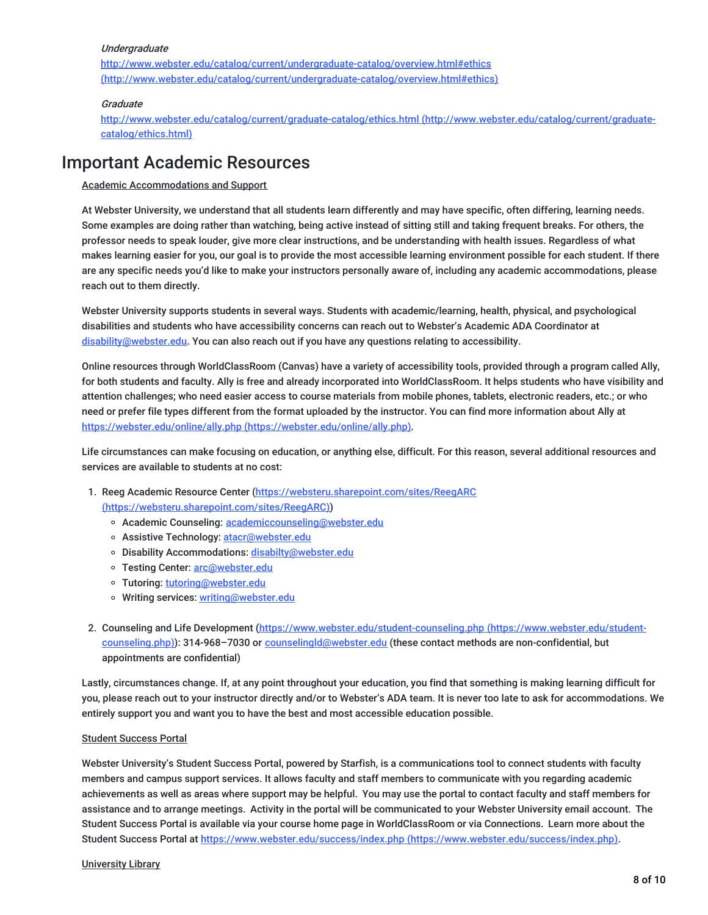*Undergraduate*
http://www.webster.edu/catalog/current/undergraduate-catalog/overview.html#ethics (http://www.webster.edu/catalog/current/undergraduate-catalog/overview.html#ethics)

*Graduate*
http://www.webster.edu/catalog/current/graduate-catalog/ethics.html (http://www.webster.edu/catalog/current/graduate-catalog/ethics.html)

# Important Academic Resources

Academic Accommodations and Support

At Webster University, we understand that all students learn differently and may have specific, often differing, learning needs. Some examples are doing rather than watching, being active instead of sitting still and taking frequent breaks. For others, the professor needs to speak louder, give more clear instructions, and be understanding with health issues. Regardless of what makes learning easier for you, our goal is to provide the most accessible learning environment possible for each student. If there are any specific needs you'd like to make your instructors personally aware of, including any academic accommodations, please reach out to them directly.

Webster University supports students in several ways. Students with academic/learning, health, physical, and psychological disabilities and students who have accessibility concerns can reach out to Webster's Academic ADA Coordinator at disability@webster.edu. You can also reach out if you have any questions relating to accessibility.

Online resources through WorldClassRoom (Canvas) have a variety of accessibility tools, provided through a program called Ally, for both students and faculty. Ally is free and already incorporated into WorldClassRoom. It helps students who have visibility and attention challenges; who need easier access to course materials from mobile phones, tablets, electronic readers, etc.; or who need or prefer file types different from the format uploaded by the instructor. You can find more information about Ally at https://webster.edu/online/ally.php (https://webster.edu/online/ally.php).

Life circumstances can make focusing on education, or anything else, difficult. For this reason, several additional resources and services are available to students at no cost:

1. Reeg Academic Resource Center (https://websteru.sharepoint.com/sites/ReegARC (https://websteru.sharepoint.com/sites/ReegARC))
   - Academic Counseling: academiccounseling@webster.edu
   - Assistive Technology: atacr@webster.edu
   - Disability Accommodations: disabilty@webster.edu
   - Testing Center: arc@webster.edu
   - Tutoring: tutoring@webster.edu
   - Writing services: writing@webster.edu

2. Counseling and Life Development (https://www.webster.edu/student-counseling.php (https://www.webster.edu/student-counseling.php)): 314-968–7030 or counselingld@webster.edu (these contact methods are non-confidential, but appointments are confidential)

Lastly, circumstances change. If, at any point throughout your education, you find that something is making learning difficult for you, please reach out to your instructor directly and/or to Webster's ADA team. It is never too late to ask for accommodations. We entirely support you and want you to have the best and most accessible education possible.

Student Success Portal

Webster University's Student Success Portal, powered by Starfish, is a communications tool to connect students with faculty members and campus support services. It allows faculty and staff members to communicate with you regarding academic achievements as well as areas where support may be helpful. You may use the portal to contact faculty and staff members for assistance and to arrange meetings. Activity in the portal will be communicated to your Webster University email account. The Student Success Portal is available via your course home page in WorldClassRoom or via Connections. Learn more about the Student Success Portal at https://www.webster.edu/success/index.php (https://www.webster.edu/success/index.php).

University Library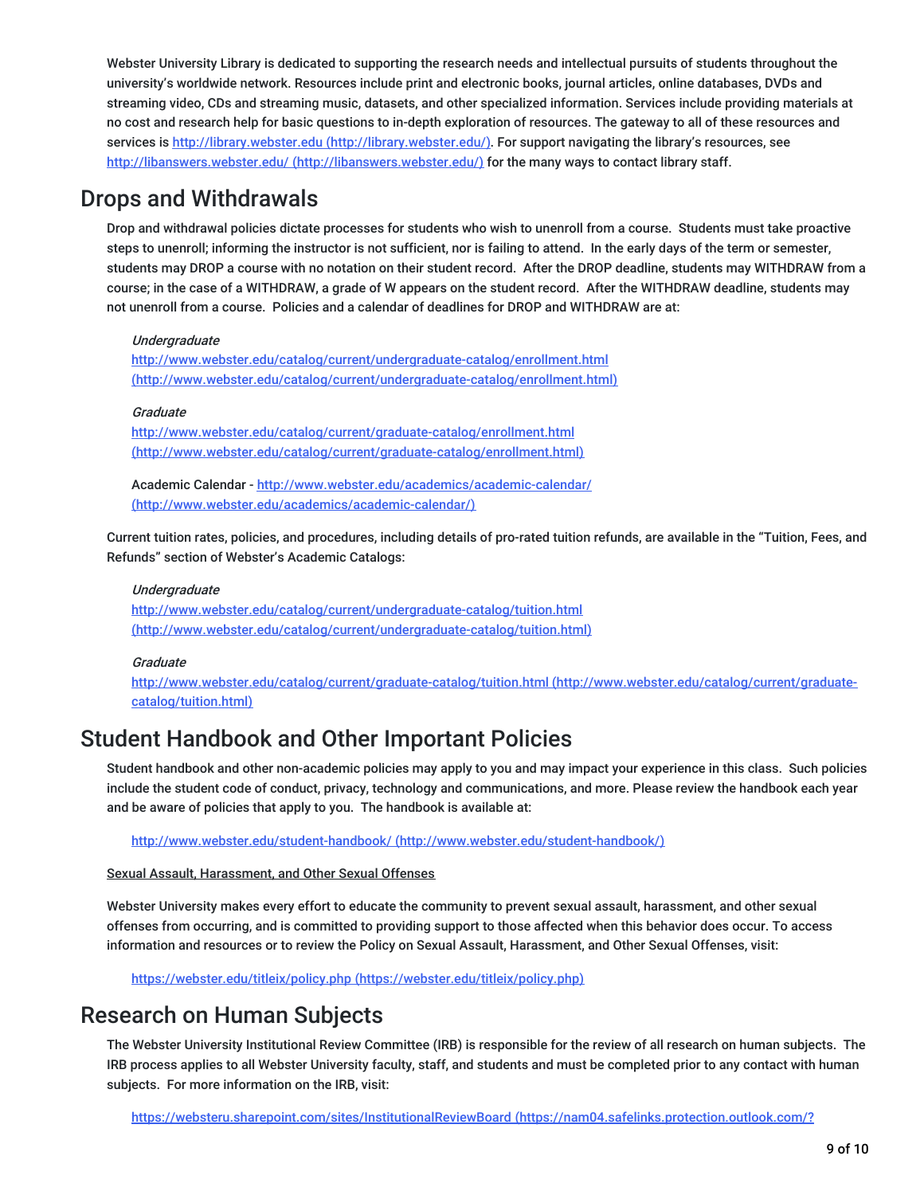Webster University Library is dedicated to supporting the research needs and intellectual pursuits of students throughout the university's worldwide network. Resources include print and electronic books, journal articles, online databases, DVDs and streaming video, CDs and streaming music, datasets, and other specialized information. Services include providing materials at no cost and research help for basic questions to in-depth exploration of resources. The gateway to all of these resources and services is [http://library.webster.edu (http://library.webster.edu/)](http://library.webster.edu/). For support navigating the library's resources, see [http://libanswers.webster.edu/ (http://libanswers.webster.edu/)](http://libanswers.webster.edu/) for the many ways to contact library staff.

## Drops and Withdrawals

Drop and withdrawal policies dictate processes for students who wish to unenroll from a course. Students must take proactive steps to unenroll; informing the instructor is not sufficient, nor is failing to attend. In the early days of the term or semester, students may DROP a course with no notation on their student record. After the DROP deadline, students may WITHDRAW from a course; in the case of a WITHDRAW, a grade of W appears on the student record. After the WITHDRAW deadline, students may not unenroll from a course. Policies and a calendar of deadlines for DROP and WITHDRAW are at:

*Undergraduate*
[http://www.webster.edu/catalog/current/undergraduate-catalog/enrollment.html (http://www.webster.edu/catalog/current/undergraduate-catalog/enrollment.html)](http://www.webster.edu/catalog/current/undergraduate-catalog/enrollment.html)

*Graduate*
[http://www.webster.edu/catalog/current/graduate-catalog/enrollment.html (http://www.webster.edu/catalog/current/graduate-catalog/enrollment.html)](http://www.webster.edu/catalog/current/graduate-catalog/enrollment.html)

Academic Calendar - [http://www.webster.edu/academics/academic-calendar/ (http://www.webster.edu/academics/academic-calendar/)](http://www.webster.edu/academics/academic-calendar/)

Current tuition rates, policies, and procedures, including details of pro-rated tuition refunds, are available in the "Tuition, Fees, and Refunds" section of Webster's Academic Catalogs:

*Undergraduate*
[http://www.webster.edu/catalog/current/undergraduate-catalog/tuition.html (http://www.webster.edu/catalog/current/undergraduate-catalog/tuition.html)](http://www.webster.edu/catalog/current/undergraduate-catalog/tuition.html)

*Graduate*
[http://www.webster.edu/catalog/current/graduate-catalog/tuition.html (http://www.webster.edu/catalog/current/graduate-catalog/tuition.html)](http://www.webster.edu/catalog/current/graduate-catalog/tuition.html)

## Student Handbook and Other Important Policies

Student handbook and other non-academic policies may apply to you and may impact your experience in this class. Such policies include the student code of conduct, privacy, technology and communications, and more. Please review the handbook each year and be aware of policies that apply to you. The handbook is available at:

[http://www.webster.edu/student-handbook/ (http://www.webster.edu/student-handbook/)](http://www.webster.edu/student-handbook/)

Sexual Assault, Harassment, and Other Sexual Offenses

Webster University makes every effort to educate the community to prevent sexual assault, harassment, and other sexual offenses from occurring, and is committed to providing support to those affected when this behavior does occur. To access information and resources or to review the Policy on Sexual Assault, Harassment, and Other Sexual Offenses, visit:

[https://webster.edu/titleix/policy.php (https://webster.edu/titleix/policy.php)](https://webster.edu/titleix/policy.php)

## Research on Human Subjects

The Webster University Institutional Review Committee (IRB) is responsible for the review of all research on human subjects. The IRB process applies to all Webster University faculty, staff, and students and must be completed prior to any contact with human subjects. For more information on the IRB, visit:

https://websteru.sharepoint.com/sites/InstitutionalReviewBoard (https://nam04.safelinks.protection.outlook.com/?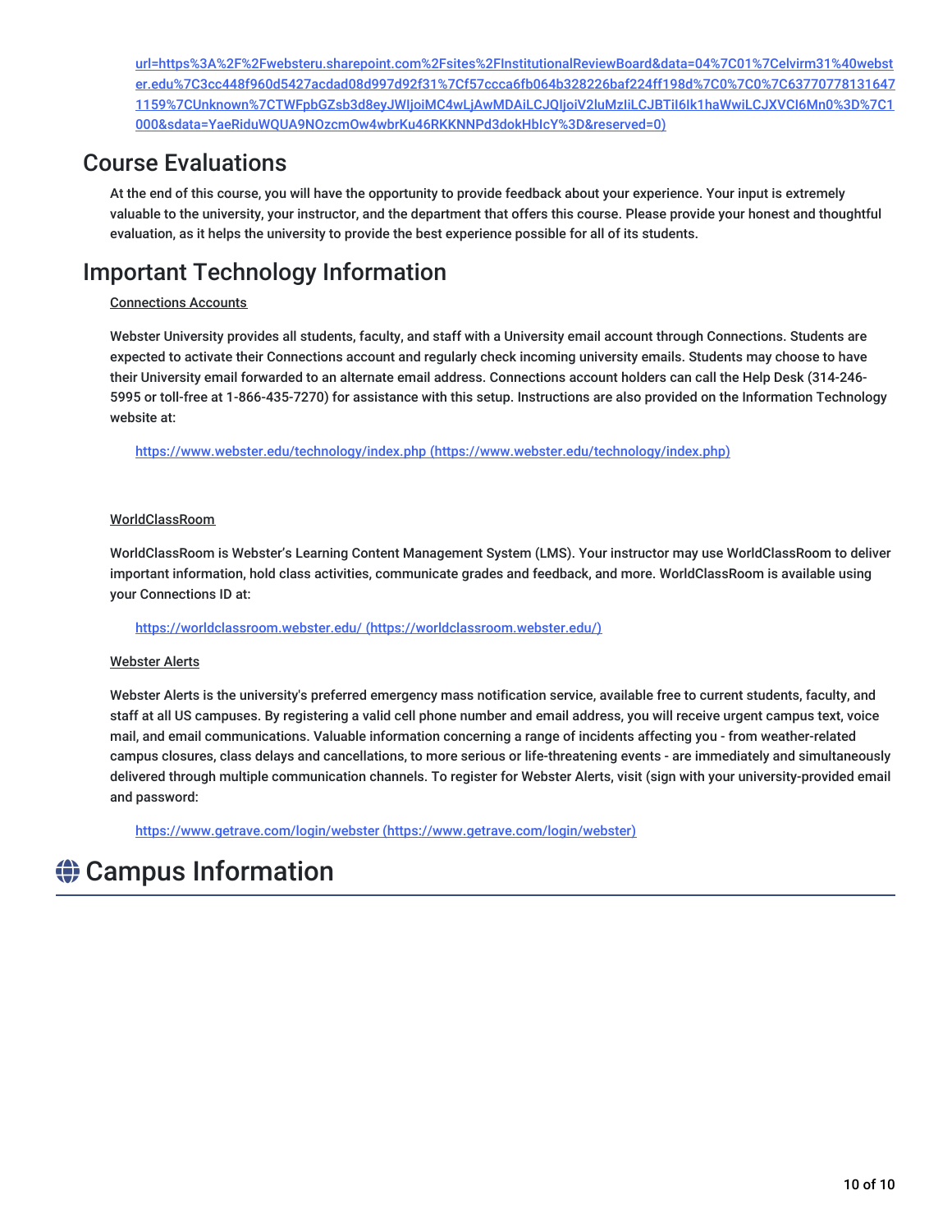url=https%3A%2F%2Fwebsteru.sharepoint.com%2Fsites%2FInstitutionalReviewBoard&data=04%7C01%7Celvirm31%40webster.edu%7C3cc448f960d5427acdad08d997d92f31%7Cf57ccca6fb064b328226baf224ff198d%7C0%7C0%7C637707781316471159%7CUnknown%7CTWFpbGZsb3d8eyJWIjoiMC4wLjAwMDAiLCJQIjoiV2luMzIiLCJBTiI6Ik1haWwiLCJXVCI6Mn0%3D%7C1000&sdata=YaeRiduWQUA9NOzcmOw4wbrKu46RKKNNPd3dokHbIcY%3D&reserved=0)

## Course Evaluations

At the end of this course, you will have the opportunity to provide feedback about your experience. Your input is extremely valuable to the university, your instructor, and the department that offers this course. Please provide your honest and thoughtful evaluation, as it helps the university to provide the best experience possible for all of its students.

## Important Technology Information

Connections Accounts

Webster University provides all students, faculty, and staff with a University email account through Connections. Students are expected to activate their Connections account and regularly check incoming university emails. Students may choose to have their University email forwarded to an alternate email address. Connections account holders can call the Help Desk (314-246-5995 or toll-free at 1-866-435-7270) for assistance with this setup. Instructions are also provided on the Information Technology website at:

https://www.webster.edu/technology/index.php (https://www.webster.edu/technology/index.php)

WorldClassRoom

WorldClassRoom is Webster's Learning Content Management System (LMS). Your instructor may use WorldClassRoom to deliver important information, hold class activities, communicate grades and feedback, and more. WorldClassRoom is available using your Connections ID at:

https://worldclassroom.webster.edu/ (https://worldclassroom.webster.edu/)

Webster Alerts

Webster Alerts is the university's preferred emergency mass notification service, available free to current students, faculty, and staff at all US campuses. By registering a valid cell phone number and email address, you will receive urgent campus text, voice mail, and email communications. Valuable information concerning a range of incidents affecting you - from weather-related campus closures, class delays and cancellations, to more serious or life-threatening events - are immediately and simultaneously delivered through multiple communication channels. To register for Webster Alerts, visit (sign with your university-provided email and password:

https://www.getrave.com/login/webster (https://www.getrave.com/login/webster)

# Campus Information